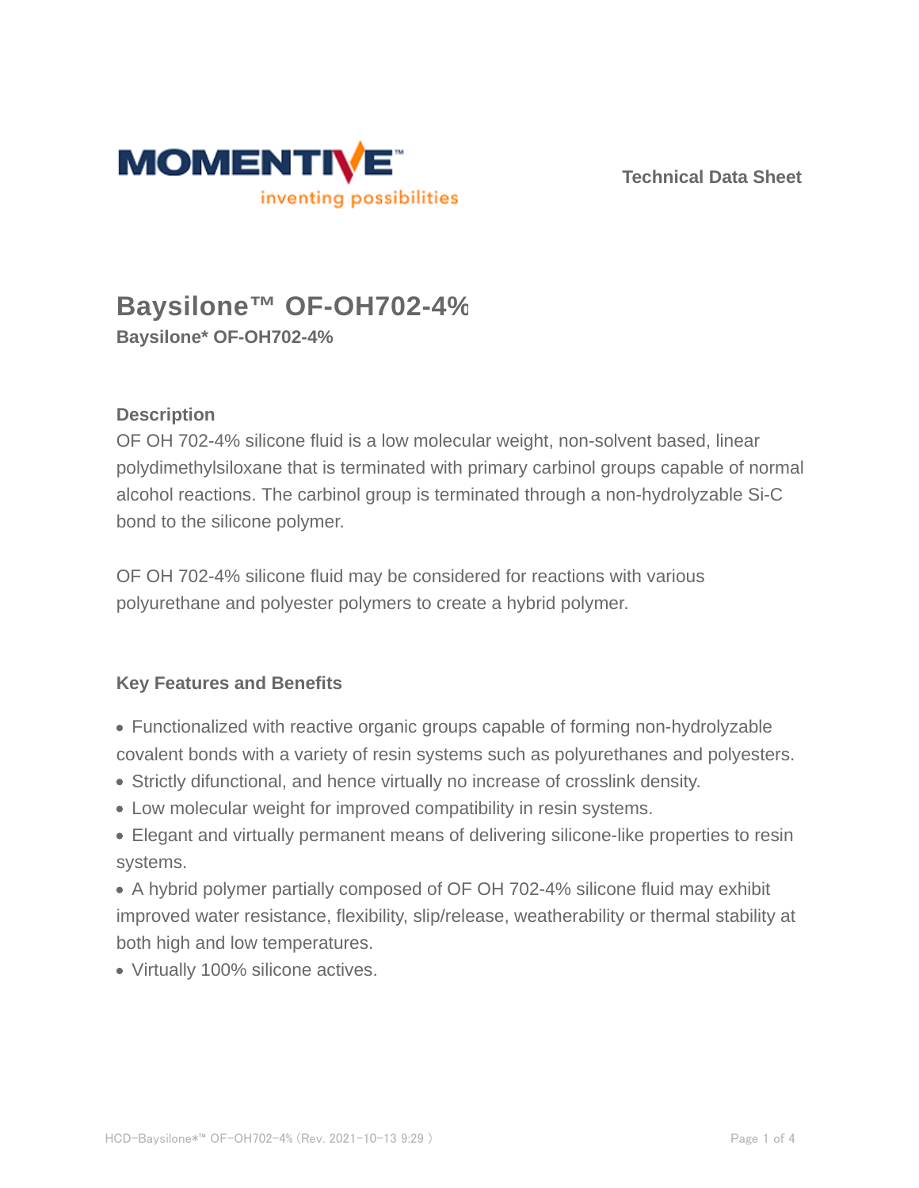Technical Data Sheet

# Baysilone™ OF-OH702-4%

**Baysilone* OF-OH702-4%**

## Description

OF OH 702-4% silicone fluid is a low molecular weight, non-solvent based, linear polydimethylsiloxane that is terminated with primary carbinol groups capable of normal alcohol reactions. The carbinol group is terminated through a non-hydrolyzable Si-C bond to the silicone polymer.

OF OH 702-4% silicone fluid may be considered for reactions with various polyurethane and polyester polymers to create a hybrid polymer.

## Key Features and Benefits

- Functionalized with reactive organic groups capable of forming non-hydrolyzable covalent bonds with a variety of resin systems such as polyurethanes and polyesters.
- Strictly difunctional, and hence virtually no increase of crosslink density.
- Low molecular weight for improved compatibility in resin systems.
- Elegant and virtually permanent means of delivering silicone-like properties to resin systems.
- A hybrid polymer partially composed of OF OH 702-4% silicone fluid may exhibit improved water resistance, flexibility, slip/release, weatherability or thermal stability at both high and low temperatures.
- Virtually 100% silicone actives.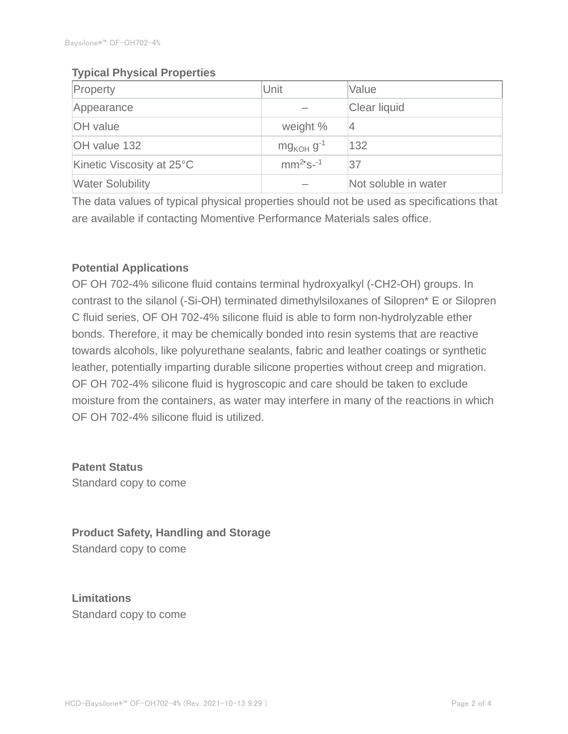## Typical Physical Properties

| Property | Unit | Value |
| --- | --- | --- |
| Appearance | – | Clear liquid |
| OH value | weight % | 4 |
| OH value 132 | $mg_{KOH}\ g^{-1}$ | 132 |
| Kinetic Viscosity at 25°C | $mm^{2}\cdot s^{-1}$ | 37 |
| Water Solubility | – | Not soluble in water |

The data values of typical physical properties should not be used as specifications that are available if contacting Momentive Performance Materials sales office.

## Potential Applications

OF OH 702-4% silicone fluid contains terminal hydroxyalkyl (-CH2-OH) groups. In contrast to the silanol (-Si-OH) terminated dimethylsiloxanes of Silopren* E or Silopren C fluid series, OF OH 702-4% silicone fluid is able to form non-hydrolyzable ether bonds. Therefore, it may be chemically bonded into resin systems that are reactive towards alcohols, like polyurethane sealants, fabric and leather coatings or synthetic leather, potentially imparting durable silicone properties without creep and migration. OF OH 702-4% silicone fluid is hygroscopic and care should be taken to exclude moisture from the containers, as water may interfere in many of the reactions in which OF OH 702-4% silicone fluid is utilized.

## Patent Status

Standard copy to come

## Product Safety, Handling and Storage

Standard copy to come

## Limitations

Standard copy to come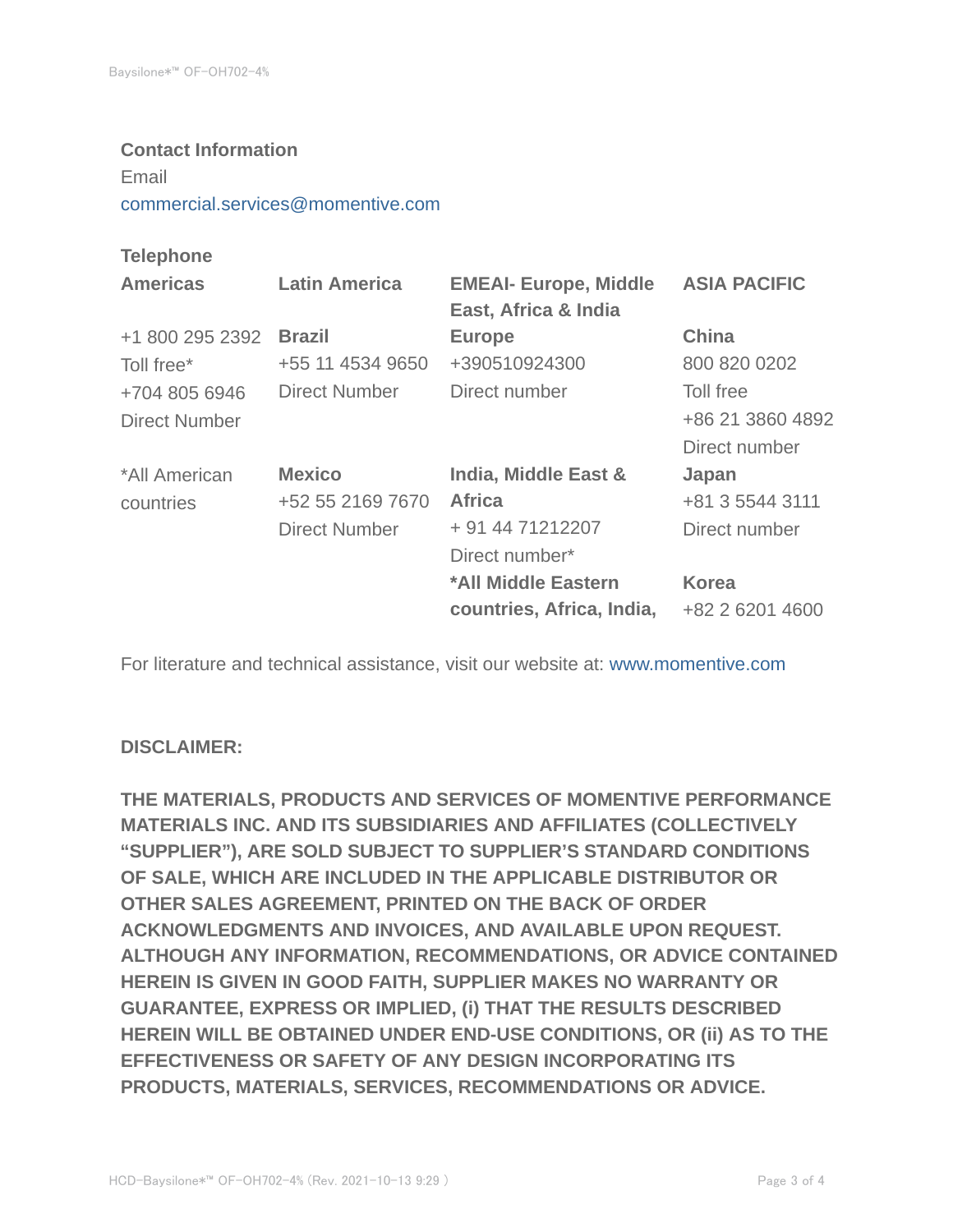**Contact Information**

Email

commercial.services@momentive.com

**Telephone**

| **Americas** | **Latin America** | **EMEAI- Europe, Middle East, Africa & India** | **ASIA PACIFIC** |
|---|---|---|---|
| +1 800 295 2392 Toll free* +704 805 6946 Direct Number | **Brazil** +55 11 4534 9650 Direct Number | **Europe** +390510924300 Direct number | **China** 800 820 0202 Toll free +86 21 3860 4892 Direct number |
| *All American countries | **Mexico** +52 55 2169 7670 Direct Number | **India, Middle East & Africa** + 91 44 71212207 Direct number* | **Japan** +81 3 5544 3111 Direct number |
| | | ***All Middle Eastern countries, Africa, India,** | **Korea** +82 2 6201 4600 |

For literature and technical assistance, visit our website at: www.momentive.com

**DISCLAIMER:**

**THE MATERIALS, PRODUCTS AND SERVICES OF MOMENTIVE PERFORMANCE MATERIALS INC. AND ITS SUBSIDIARIES AND AFFILIATES (COLLECTIVELY "SUPPLIER"), ARE SOLD SUBJECT TO SUPPLIER'S STANDARD CONDITIONS OF SALE, WHICH ARE INCLUDED IN THE APPLICABLE DISTRIBUTOR OR OTHER SALES AGREEMENT, PRINTED ON THE BACK OF ORDER ACKNOWLEDGMENTS AND INVOICES, AND AVAILABLE UPON REQUEST. ALTHOUGH ANY INFORMATION, RECOMMENDATIONS, OR ADVICE CONTAINED HEREIN IS GIVEN IN GOOD FAITH, SUPPLIER MAKES NO WARRANTY OR GUARANTEE, EXPRESS OR IMPLIED, (i) THAT THE RESULTS DESCRIBED HEREIN WILL BE OBTAINED UNDER END-USE CONDITIONS, OR (ii) AS TO THE EFFECTIVENESS OR SAFETY OF ANY DESIGN INCORPORATING ITS PRODUCTS, MATERIALS, SERVICES, RECOMMENDATIONS OR ADVICE.**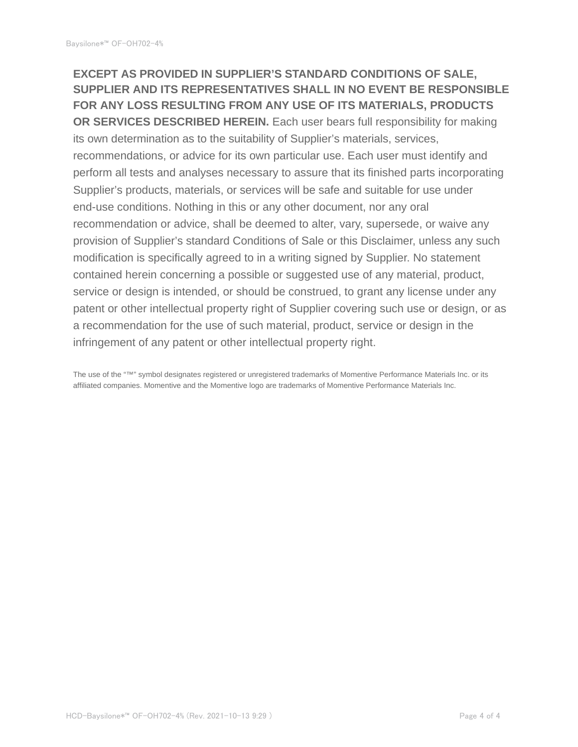**EXCEPT AS PROVIDED IN SUPPLIER'S STANDARD CONDITIONS OF SALE, SUPPLIER AND ITS REPRESENTATIVES SHALL IN NO EVENT BE RESPONSIBLE FOR ANY LOSS RESULTING FROM ANY USE OF ITS MATERIALS, PRODUCTS OR SERVICES DESCRIBED HEREIN.** Each user bears full responsibility for making its own determination as to the suitability of Supplier's materials, services, recommendations, or advice for its own particular use. Each user must identify and perform all tests and analyses necessary to assure that its finished parts incorporating Supplier's products, materials, or services will be safe and suitable for use under end-use conditions. Nothing in this or any other document, nor any oral recommendation or advice, shall be deemed to alter, vary, supersede, or waive any provision of Supplier's standard Conditions of Sale or this Disclaimer, unless any such modification is specifically agreed to in a writing signed by Supplier. No statement contained herein concerning a possible or suggested use of any material, product, service or design is intended, or should be construed, to grant any license under any patent or other intellectual property right of Supplier covering such use or design, or as a recommendation for the use of such material, product, service or design in the infringement of any patent or other intellectual property right.

The use of the "™" symbol designates registered or unregistered trademarks of Momentive Performance Materials Inc. or its affiliated companies. Momentive and the Momentive logo are trademarks of Momentive Performance Materials Inc.